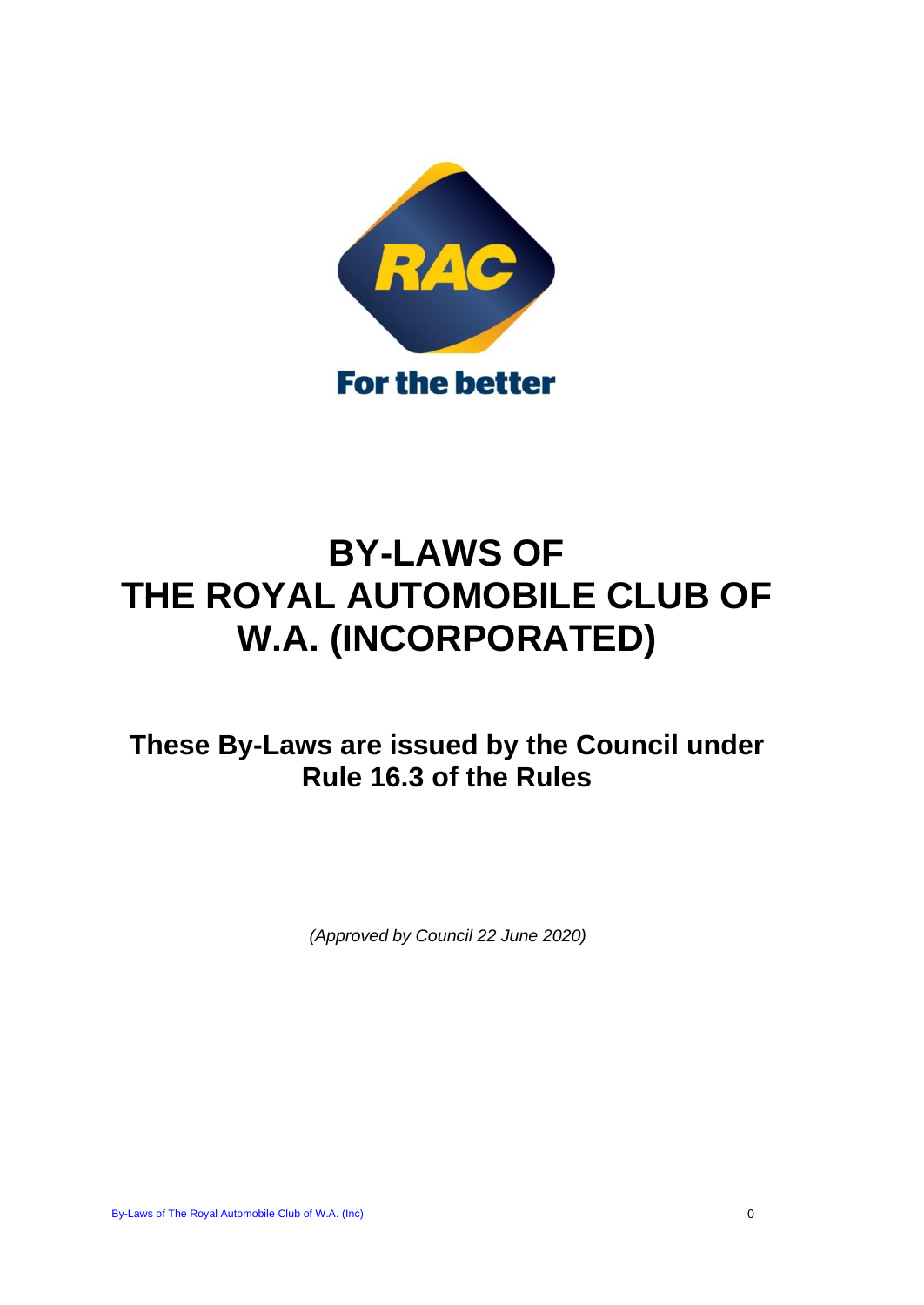# BY-LAWS OF THE ROYAL AUTOMOBILE CLUB OF W.A. (INCORPORATED)

## These By-Laws are issued by the Council under Rule 16.3 of the Rules

*(Approved by Council 22 June 2020)*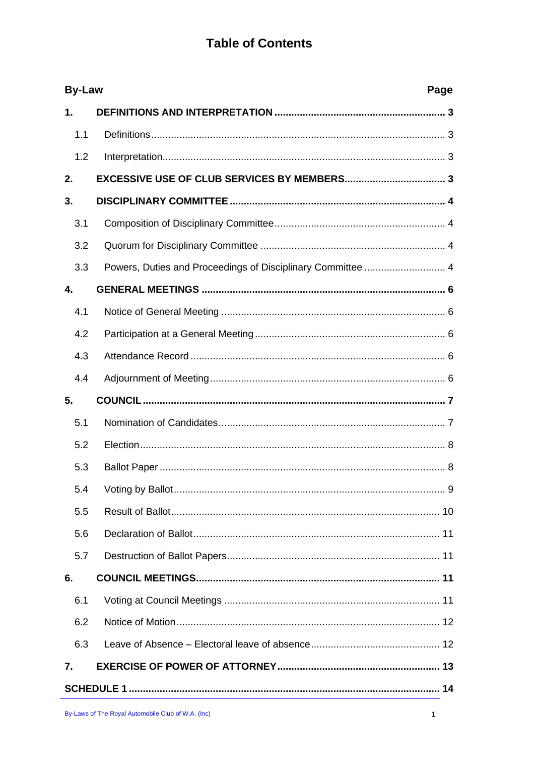# Table of Contents

| By-Law | | Page |
|---|---|---|
| **1.** | **DEFINITIONS AND INTERPRETATION** | **3** |
| 1.1 | Definitions | 3 |
| 1.2 | Interpretation | 3 |
| **2.** | **EXCESSIVE USE OF CLUB SERVICES BY MEMBERS** | **3** |
| **3.** | **DISCIPLINARY COMMITTEE** | **4** |
| 3.1 | Composition of Disciplinary Committee | 4 |
| 3.2 | Quorum for Disciplinary Committee | 4 |
| 3.3 | Powers, Duties and Proceedings of Disciplinary Committee | 4 |
| **4.** | **GENERAL MEETINGS** | **6** |
| 4.1 | Notice of General Meeting | 6 |
| 4.2 | Participation at a General Meeting | 6 |
| 4.3 | Attendance Record | 6 |
| 4.4 | Adjournment of Meeting | 6 |
| **5.** | **COUNCIL** | **7** |
| 5.1 | Nomination of Candidates | 7 |
| 5.2 | Election | 8 |
| 5.3 | Ballot Paper | 8 |
| 5.4 | Voting by Ballot | 9 |
| 5.5 | Result of Ballot | 10 |
| 5.6 | Declaration of Ballot | 11 |
| 5.7 | Destruction of Ballot Papers | 11 |
| **6.** | **COUNCIL MEETINGS** | **11** |
| 6.1 | Voting at Council Meetings | 11 |
| 6.2 | Notice of Motion | 12 |
| 6.3 | Leave of Absence – Electoral leave of absence | 12 |
| **7.** | **EXERCISE OF POWER OF ATTORNEY** | **13** |
| **SCHEDULE 1** | | **14** |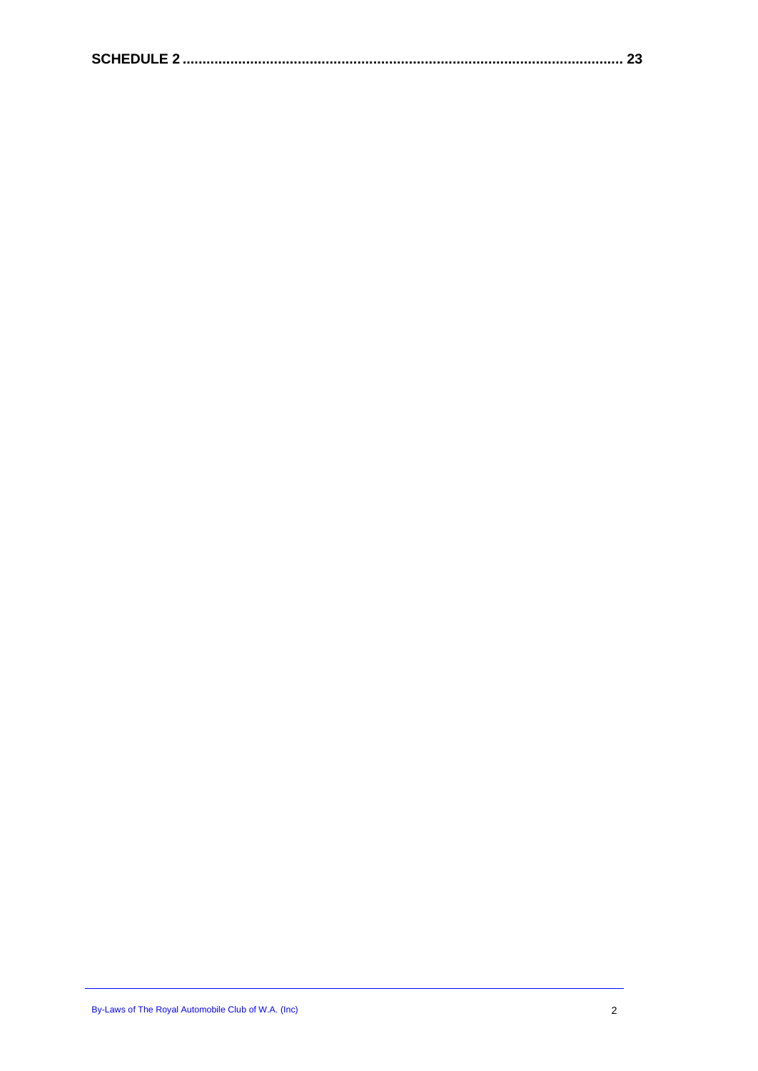**SCHEDULE 2 ........................................................................................................... 23**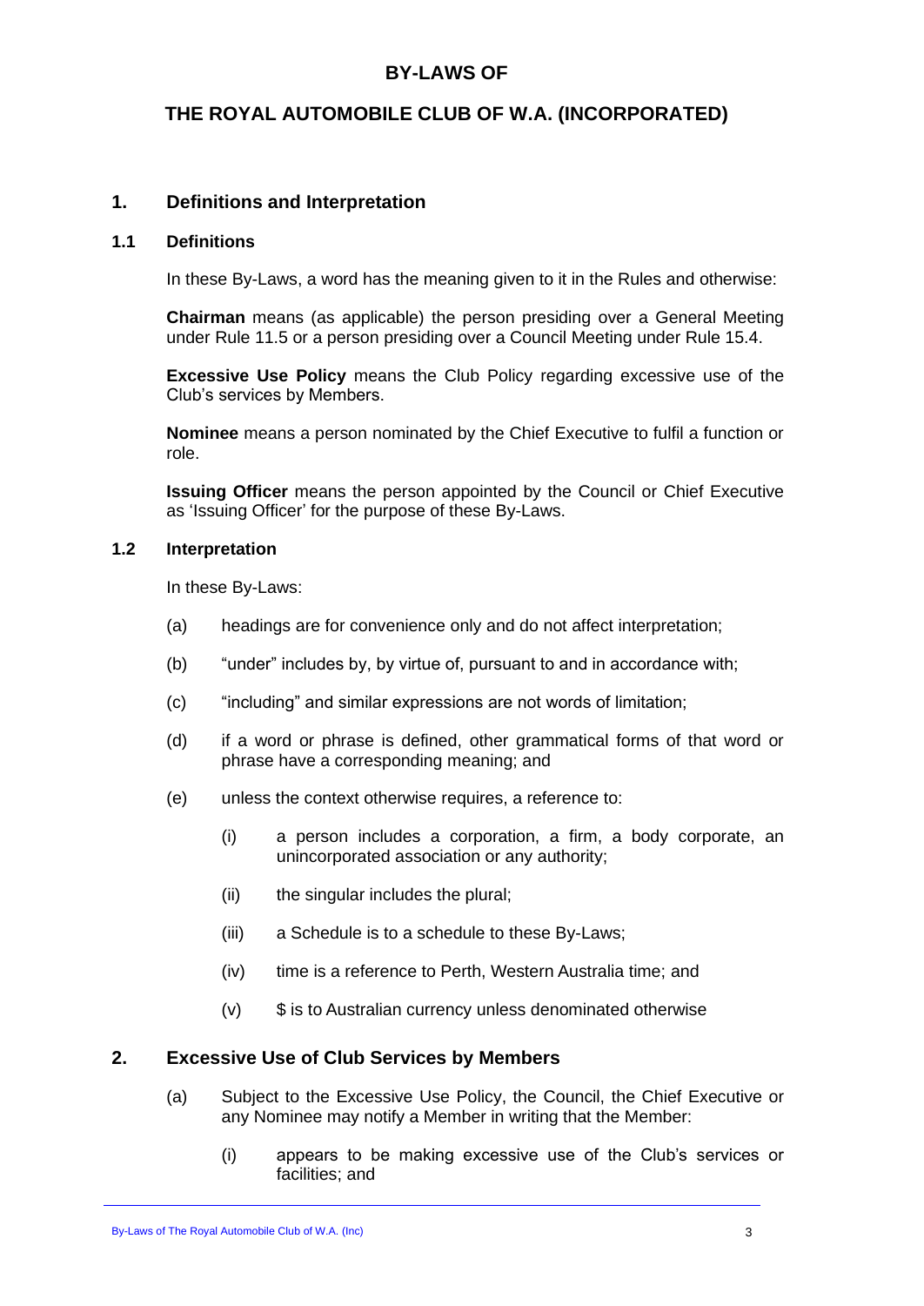# BY-LAWS OF

# THE ROYAL AUTOMOBILE CLUB OF W.A. (INCORPORATED)

## 1. Definitions and Interpretation

### 1.1 Definitions

In these By-Laws, a word has the meaning given to it in the Rules and otherwise:

**Chairman** means (as applicable) the person presiding over a General Meeting under Rule 11.5 or a person presiding over a Council Meeting under Rule 15.4.

**Excessive Use Policy** means the Club Policy regarding excessive use of the Club's services by Members.

**Nominee** means a person nominated by the Chief Executive to fulfil a function or role.

**Issuing Officer** means the person appointed by the Council or Chief Executive as 'Issuing Officer' for the purpose of these By-Laws.

### 1.2 Interpretation

In these By-Laws:

(a) headings are for convenience only and do not affect interpretation;

(b) "under" includes by, by virtue of, pursuant to and in accordance with;

(c) "including" and similar expressions are not words of limitation;

(d) if a word or phrase is defined, other grammatical forms of that word or phrase have a corresponding meaning; and

(e) unless the context otherwise requires, a reference to:

   (i) a person includes a corporation, a firm, a body corporate, an unincorporated association or any authority;

   (ii) the singular includes the plural;

   (iii) a Schedule is to a schedule to these By-Laws;

   (iv) time is a reference to Perth, Western Australia time; and

   (v) $ is to Australian currency unless denominated otherwise

## 2. Excessive Use of Club Services by Members

(a) Subject to the Excessive Use Policy, the Council, the Chief Executive or any Nominee may notify a Member in writing that the Member:

   (i) appears to be making excessive use of the Club's services or facilities; and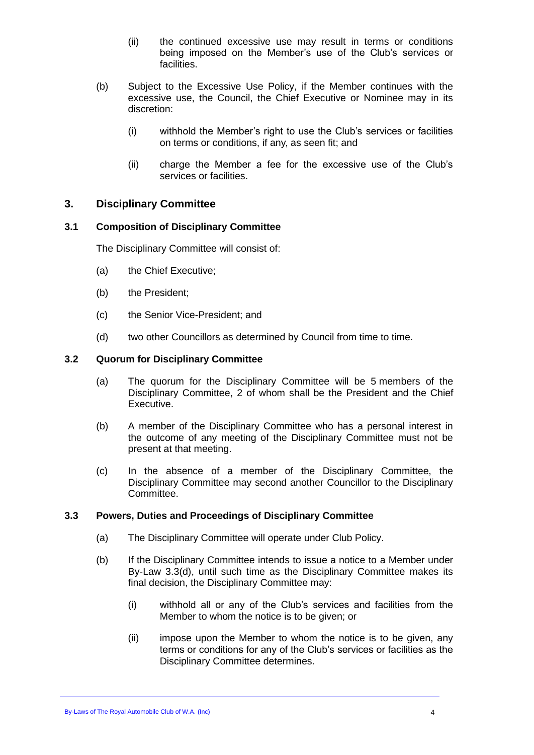(ii) the continued excessive use may result in terms or conditions being imposed on the Member's use of the Club's services or facilities.

(b) Subject to the Excessive Use Policy, if the Member continues with the excessive use, the Council, the Chief Executive or Nominee may in its discretion:

(i) withhold the Member's right to use the Club's services or facilities on terms or conditions, if any, as seen fit; and

(ii) charge the Member a fee for the excessive use of the Club's services or facilities.

## 3. Disciplinary Committee

### 3.1 Composition of Disciplinary Committee

The Disciplinary Committee will consist of:

(a) the Chief Executive;

(b) the President;

(c) the Senior Vice-President; and

(d) two other Councillors as determined by Council from time to time.

### 3.2 Quorum for Disciplinary Committee

(a) The quorum for the Disciplinary Committee will be 5 members of the Disciplinary Committee, 2 of whom shall be the President and the Chief Executive.

(b) A member of the Disciplinary Committee who has a personal interest in the outcome of any meeting of the Disciplinary Committee must not be present at that meeting.

(c) In the absence of a member of the Disciplinary Committee, the Disciplinary Committee may second another Councillor to the Disciplinary Committee.

### 3.3 Powers, Duties and Proceedings of Disciplinary Committee

(a) The Disciplinary Committee will operate under Club Policy.

(b) If the Disciplinary Committee intends to issue a notice to a Member under By-Law 3.3(d), until such time as the Disciplinary Committee makes its final decision, the Disciplinary Committee may:

(i) withhold all or any of the Club's services and facilities from the Member to whom the notice is to be given; or

(ii) impose upon the Member to whom the notice is to be given, any terms or conditions for any of the Club's services or facilities as the Disciplinary Committee determines.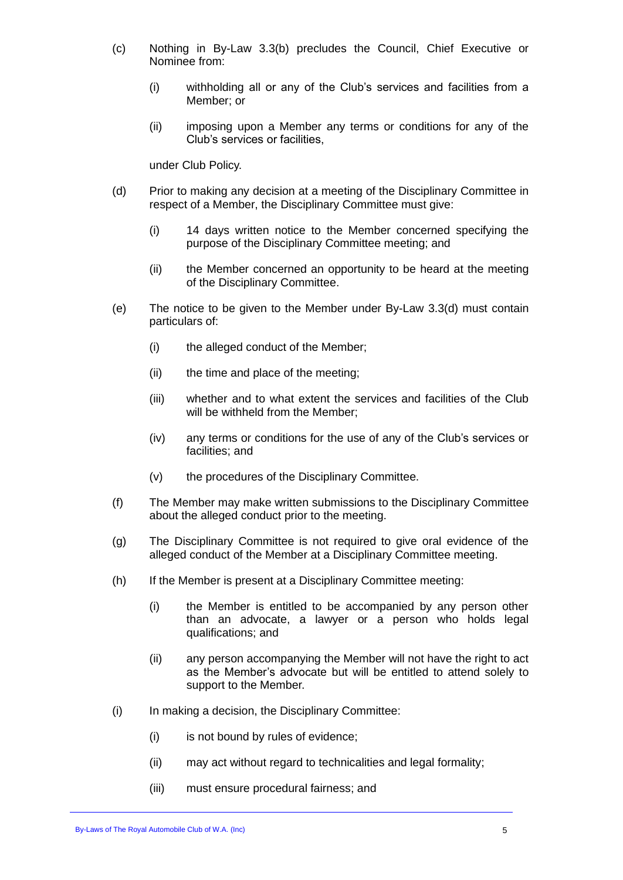(c) Nothing in By-Law 3.3(b) precludes the Council, Chief Executive or Nominee from:

  (i) withholding all or any of the Club's services and facilities from a Member; or

  (ii) imposing upon a Member any terms or conditions for any of the Club's services or facilities,

  under Club Policy.

(d) Prior to making any decision at a meeting of the Disciplinary Committee in respect of a Member, the Disciplinary Committee must give:

  (i) 14 days written notice to the Member concerned specifying the purpose of the Disciplinary Committee meeting; and

  (ii) the Member concerned an opportunity to be heard at the meeting of the Disciplinary Committee.

(e) The notice to be given to the Member under By-Law 3.3(d) must contain particulars of:

  (i) the alleged conduct of the Member;

  (ii) the time and place of the meeting;

  (iii) whether and to what extent the services and facilities of the Club will be withheld from the Member;

  (iv) any terms or conditions for the use of any of the Club's services or facilities; and

  (v) the procedures of the Disciplinary Committee.

(f) The Member may make written submissions to the Disciplinary Committee about the alleged conduct prior to the meeting.

(g) The Disciplinary Committee is not required to give oral evidence of the alleged conduct of the Member at a Disciplinary Committee meeting.

(h) If the Member is present at a Disciplinary Committee meeting:

  (i) the Member is entitled to be accompanied by any person other than an advocate, a lawyer or a person who holds legal qualifications; and

  (ii) any person accompanying the Member will not have the right to act as the Member's advocate but will be entitled to attend solely to support to the Member.

(i) In making a decision, the Disciplinary Committee:

  (i) is not bound by rules of evidence;

  (ii) may act without regard to technicalities and legal formality;

  (iii) must ensure procedural fairness; and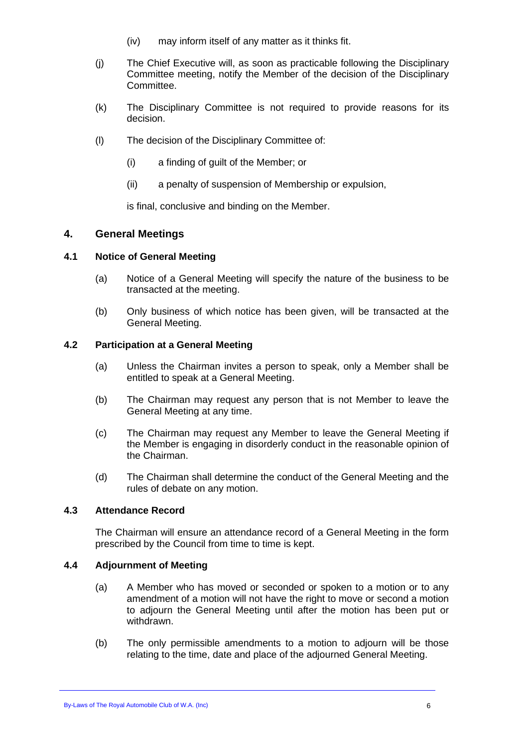(iv) may inform itself of any matter as it thinks fit.

(j) The Chief Executive will, as soon as practicable following the Disciplinary Committee meeting, notify the Member of the decision of the Disciplinary Committee.

(k) The Disciplinary Committee is not required to provide reasons for its decision.

(l) The decision of the Disciplinary Committee of:

(i) a finding of guilt of the Member; or

(ii) a penalty of suspension of Membership or expulsion,

is final, conclusive and binding on the Member.

## 4. General Meetings

### 4.1 Notice of General Meeting

(a) Notice of a General Meeting will specify the nature of the business to be transacted at the meeting.

(b) Only business of which notice has been given, will be transacted at the General Meeting.

### 4.2 Participation at a General Meeting

(a) Unless the Chairman invites a person to speak, only a Member shall be entitled to speak at a General Meeting.

(b) The Chairman may request any person that is not Member to leave the General Meeting at any time.

(c) The Chairman may request any Member to leave the General Meeting if the Member is engaging in disorderly conduct in the reasonable opinion of the Chairman.

(d) The Chairman shall determine the conduct of the General Meeting and the rules of debate on any motion.

### 4.3 Attendance Record

The Chairman will ensure an attendance record of a General Meeting in the form prescribed by the Council from time to time is kept.

### 4.4 Adjournment of Meeting

(a) A Member who has moved or seconded or spoken to a motion or to any amendment of a motion will not have the right to move or second a motion to adjourn the General Meeting until after the motion has been put or withdrawn.

(b) The only permissible amendments to a motion to adjourn will be those relating to the time, date and place of the adjourned General Meeting.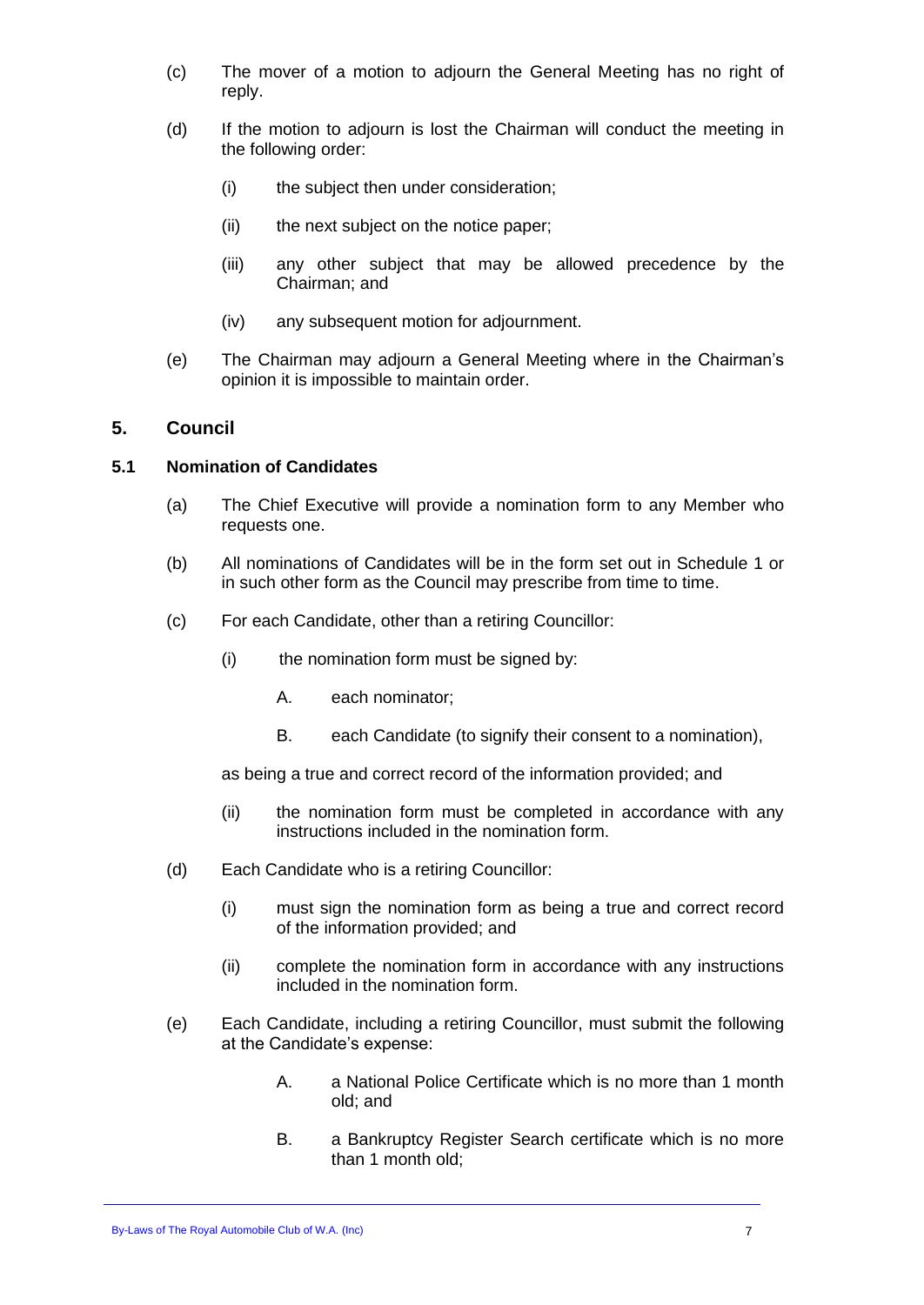(c) The mover of a motion to adjourn the General Meeting has no right of reply.

(d) If the motion to adjourn is lost the Chairman will conduct the meeting in the following order:

   (i) the subject then under consideration;

   (ii) the next subject on the notice paper;

   (iii) any other subject that may be allowed precedence by the Chairman; and

   (iv) any subsequent motion for adjournment.

(e) The Chairman may adjourn a General Meeting where in the Chairman's opinion it is impossible to maintain order.

## 5. Council

### 5.1 Nomination of Candidates

(a) The Chief Executive will provide a nomination form to any Member who requests one.

(b) All nominations of Candidates will be in the form set out in Schedule 1 or in such other form as the Council may prescribe from time to time.

(c) For each Candidate, other than a retiring Councillor:

   (i) the nomination form must be signed by:

      A. each nominator;

      B. each Candidate (to signify their consent to a nomination),

   as being a true and correct record of the information provided; and

   (ii) the nomination form must be completed in accordance with any instructions included in the nomination form.

(d) Each Candidate who is a retiring Councillor:

   (i) must sign the nomination form as being a true and correct record of the information provided; and

   (ii) complete the nomination form in accordance with any instructions included in the nomination form.

(e) Each Candidate, including a retiring Councillor, must submit the following at the Candidate's expense:

      A. a National Police Certificate which is no more than 1 month old; and

      B. a Bankruptcy Register Search certificate which is no more than 1 month old;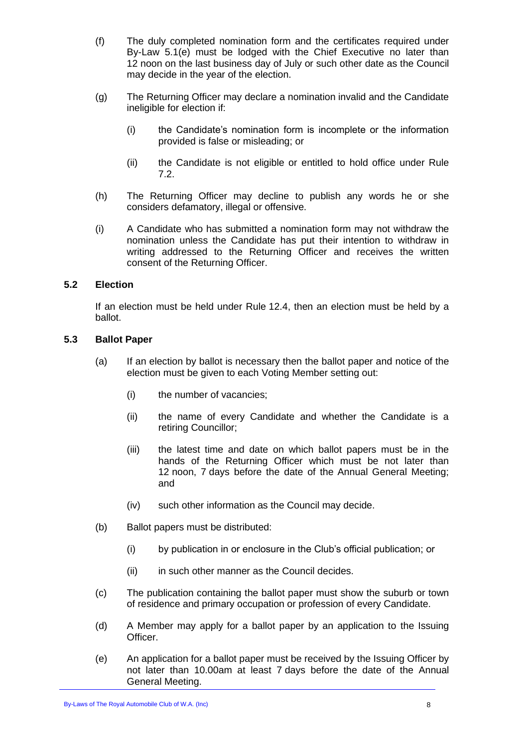(f) The duly completed nomination form and the certificates required under By-Law 5.1(e) must be lodged with the Chief Executive no later than 12 noon on the last business day of July or such other date as the Council may decide in the year of the election.

(g) The Returning Officer may declare a nomination invalid and the Candidate ineligible for election if:

  (i) the Candidate's nomination form is incomplete or the information provided is false or misleading; or

  (ii) the Candidate is not eligible or entitled to hold office under Rule 7.2.

(h) The Returning Officer may decline to publish any words he or she considers defamatory, illegal or offensive.

(i) A Candidate who has submitted a nomination form may not withdraw the nomination unless the Candidate has put their intention to withdraw in writing addressed to the Returning Officer and receives the written consent of the Returning Officer.

### 5.2 Election

If an election must be held under Rule 12.4, then an election must be held by a ballot.

### 5.3 Ballot Paper

(a) If an election by ballot is necessary then the ballot paper and notice of the election must be given to each Voting Member setting out:

  (i) the number of vacancies;

  (ii) the name of every Candidate and whether the Candidate is a retiring Councillor;

  (iii) the latest time and date on which ballot papers must be in the hands of the Returning Officer which must be not later than 12 noon, 7 days before the date of the Annual General Meeting; and

  (iv) such other information as the Council may decide.

(b) Ballot papers must be distributed:

  (i) by publication in or enclosure in the Club's official publication; or

  (ii) in such other manner as the Council decides.

(c) The publication containing the ballot paper must show the suburb or town of residence and primary occupation or profession of every Candidate.

(d) A Member may apply for a ballot paper by an application to the Issuing Officer.

(e) An application for a ballot paper must be received by the Issuing Officer by not later than 10.00am at least 7 days before the date of the Annual General Meeting.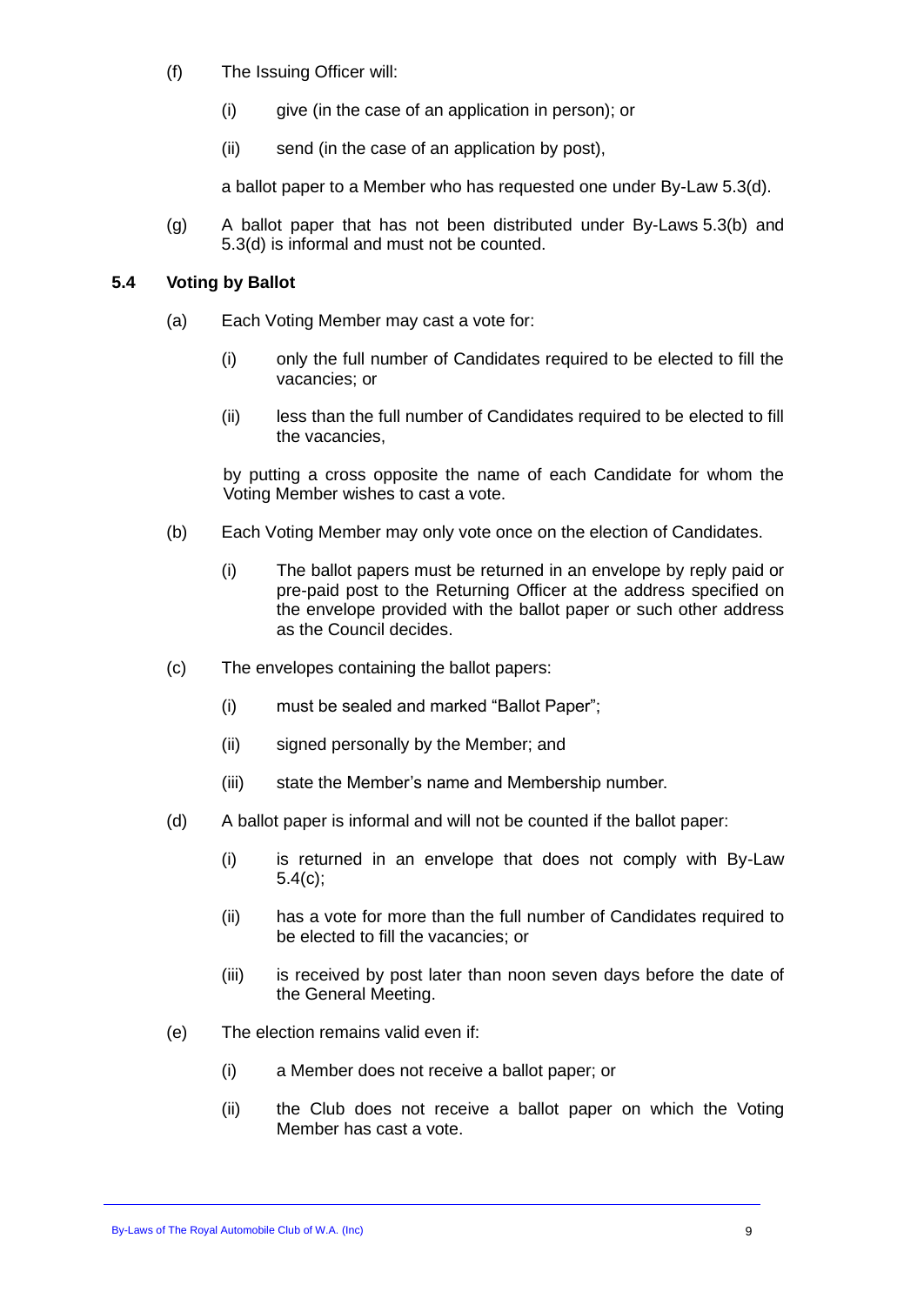(f) The Issuing Officer will:

  (i) give (in the case of an application in person); or

  (ii) send (in the case of an application by post),

  a ballot paper to a Member who has requested one under By-Law 5.3(d).

(g) A ballot paper that has not been distributed under By-Laws 5.3(b) and 5.3(d) is informal and must not be counted.

### 5.4 Voting by Ballot

(a) Each Voting Member may cast a vote for:

  (i) only the full number of Candidates required to be elected to fill the vacancies; or

  (ii) less than the full number of Candidates required to be elected to fill the vacancies,

  by putting a cross opposite the name of each Candidate for whom the Voting Member wishes to cast a vote.

(b) Each Voting Member may only vote once on the election of Candidates.

  (i) The ballot papers must be returned in an envelope by reply paid or pre-paid post to the Returning Officer at the address specified on the envelope provided with the ballot paper or such other address as the Council decides.

(c) The envelopes containing the ballot papers:

  (i) must be sealed and marked "Ballot Paper";

  (ii) signed personally by the Member; and

  (iii) state the Member's name and Membership number.

(d) A ballot paper is informal and will not be counted if the ballot paper:

  (i) is returned in an envelope that does not comply with By-Law 5.4(c);

  (ii) has a vote for more than the full number of Candidates required to be elected to fill the vacancies; or

  (iii) is received by post later than noon seven days before the date of the General Meeting.

(e) The election remains valid even if:

  (i) a Member does not receive a ballot paper; or

  (ii) the Club does not receive a ballot paper on which the Voting Member has cast a vote.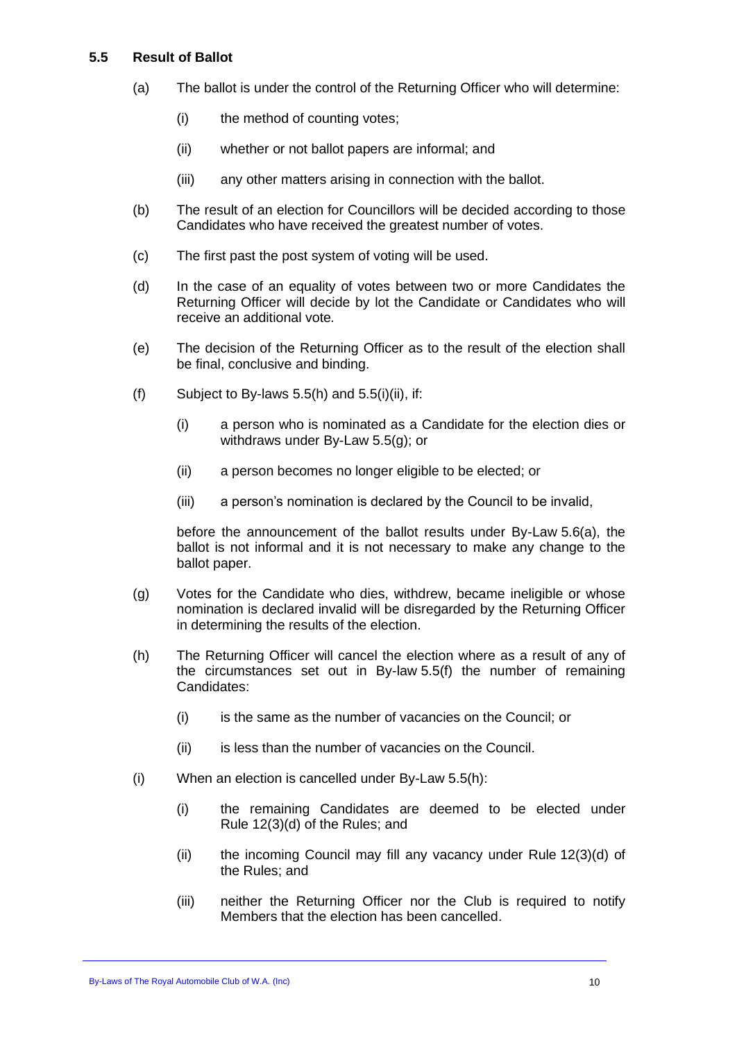### 5.5 Result of Ballot

(a) The ballot is under the control of the Returning Officer who will determine:

   (i) the method of counting votes;

   (ii) whether or not ballot papers are informal; and

   (iii) any other matters arising in connection with the ballot.

(b) The result of an election for Councillors will be decided according to those Candidates who have received the greatest number of votes.

(c) The first past the post system of voting will be used.

(d) In the case of an equality of votes between two or more Candidates the Returning Officer will decide by lot the Candidate or Candidates who will receive an additional vote.

(e) The decision of the Returning Officer as to the result of the election shall be final, conclusive and binding.

(f) Subject to By-laws 5.5(h) and 5.5(i)(ii), if:

   (i) a person who is nominated as a Candidate for the election dies or withdraws under By-Law 5.5(g); or

   (ii) a person becomes no longer eligible to be elected; or

   (iii) a person's nomination is declared by the Council to be invalid,

   before the announcement of the ballot results under By-Law 5.6(a), the ballot is not informal and it is not necessary to make any change to the ballot paper.

(g) Votes for the Candidate who dies, withdrew, became ineligible or whose nomination is declared invalid will be disregarded by the Returning Officer in determining the results of the election.

(h) The Returning Officer will cancel the election where as a result of any of the circumstances set out in By-law 5.5(f) the number of remaining Candidates:

   (i) is the same as the number of vacancies on the Council; or

   (ii) is less than the number of vacancies on the Council.

(i) When an election is cancelled under By-Law 5.5(h):

   (i) the remaining Candidates are deemed to be elected under Rule 12(3)(d) of the Rules; and

   (ii) the incoming Council may fill any vacancy under Rule 12(3)(d) of the Rules; and

   (iii) neither the Returning Officer nor the Club is required to notify Members that the election has been cancelled.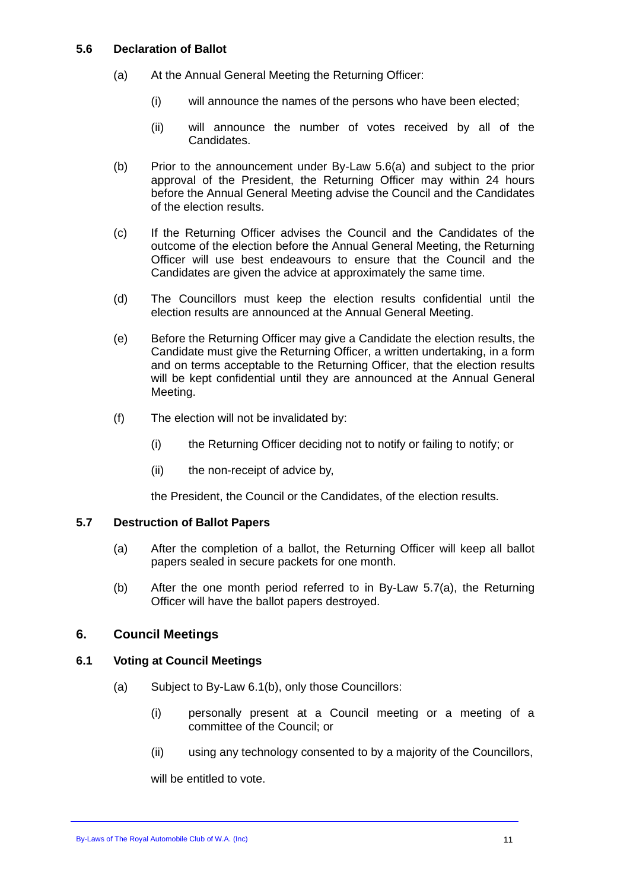### 5.6 Declaration of Ballot

(a) At the Annual General Meeting the Returning Officer:

  (i) will announce the names of the persons who have been elected;

  (ii) will announce the number of votes received by all of the Candidates.

(b) Prior to the announcement under By-Law 5.6(a) and subject to the prior approval of the President, the Returning Officer may within 24 hours before the Annual General Meeting advise the Council and the Candidates of the election results.

(c) If the Returning Officer advises the Council and the Candidates of the outcome of the election before the Annual General Meeting, the Returning Officer will use best endeavours to ensure that the Council and the Candidates are given the advice at approximately the same time.

(d) The Councillors must keep the election results confidential until the election results are announced at the Annual General Meeting.

(e) Before the Returning Officer may give a Candidate the election results, the Candidate must give the Returning Officer, a written undertaking, in a form and on terms acceptable to the Returning Officer, that the election results will be kept confidential until they are announced at the Annual General Meeting.

(f) The election will not be invalidated by:

  (i) the Returning Officer deciding not to notify or failing to notify; or

  (ii) the non-receipt of advice by,

  the President, the Council or the Candidates, of the election results.

### 5.7 Destruction of Ballot Papers

(a) After the completion of a ballot, the Returning Officer will keep all ballot papers sealed in secure packets for one month.

(b) After the one month period referred to in By-Law 5.7(a), the Returning Officer will have the ballot papers destroyed.

## 6. Council Meetings

### 6.1 Voting at Council Meetings

(a) Subject to By-Law 6.1(b), only those Councillors:

  (i) personally present at a Council meeting or a meeting of a committee of the Council; or

  (ii) using any technology consented to by a majority of the Councillors,

  will be entitled to vote.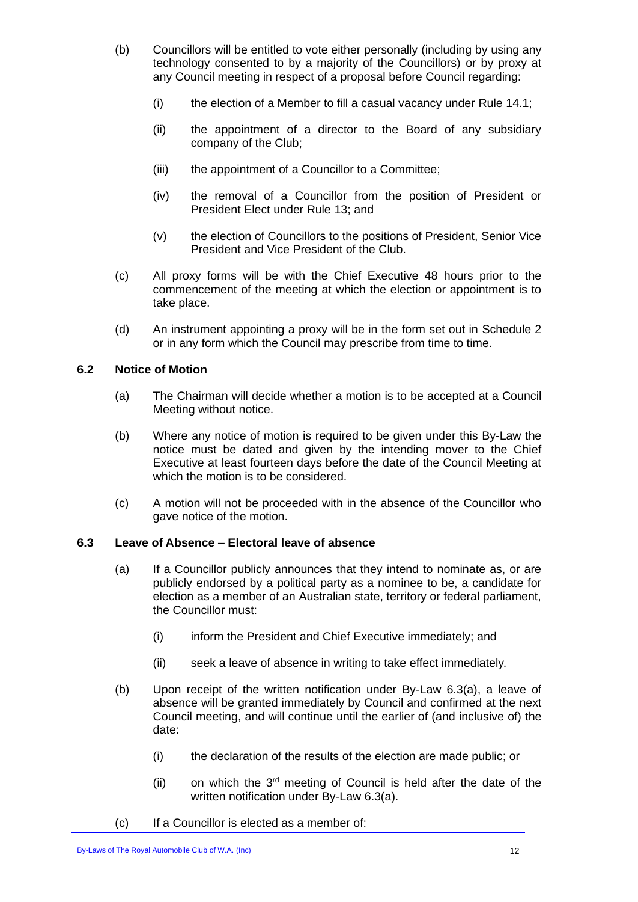(b) Councillors will be entitled to vote either personally (including by using any technology consented to by a majority of the Councillors) or by proxy at any Council meeting in respect of a proposal before Council regarding:

  (i) the election of a Member to fill a casual vacancy under Rule 14.1;

  (ii) the appointment of a director to the Board of any subsidiary company of the Club;

  (iii) the appointment of a Councillor to a Committee;

  (iv) the removal of a Councillor from the position of President or President Elect under Rule 13; and

  (v) the election of Councillors to the positions of President, Senior Vice President and Vice President of the Club.

(c) All proxy forms will be with the Chief Executive 48 hours prior to the commencement of the meeting at which the election or appointment is to take place.

(d) An instrument appointing a proxy will be in the form set out in Schedule 2 or in any form which the Council may prescribe from time to time.

### 6.2 Notice of Motion

(a) The Chairman will decide whether a motion is to be accepted at a Council Meeting without notice.

(b) Where any notice of motion is required to be given under this By-Law the notice must be dated and given by the intending mover to the Chief Executive at least fourteen days before the date of the Council Meeting at which the motion is to be considered.

(c) A motion will not be proceeded with in the absence of the Councillor who gave notice of the motion.

### 6.3 Leave of Absence – Electoral leave of absence

(a) If a Councillor publicly announces that they intend to nominate as, or are publicly endorsed by a political party as a nominee to be, a candidate for election as a member of an Australian state, territory or federal parliament, the Councillor must:

  (i) inform the President and Chief Executive immediately; and

  (ii) seek a leave of absence in writing to take effect immediately.

(b) Upon receipt of the written notification under By-Law 6.3(a), a leave of absence will be granted immediately by Council and confirmed at the next Council meeting, and will continue until the earlier of (and inclusive of) the date:

  (i) the declaration of the results of the election are made public; or

  (ii) on which the 3rd meeting of Council is held after the date of the written notification under By-Law 6.3(a).

(c) If a Councillor is elected as a member of: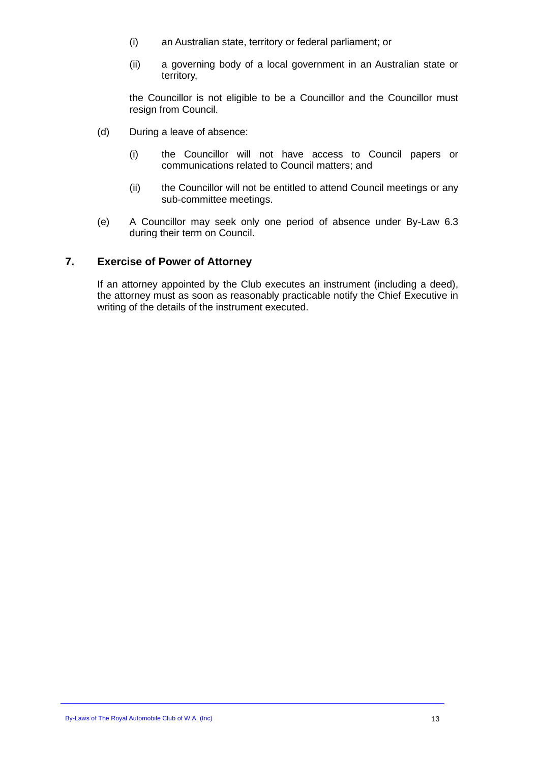(i) an Australian state, territory or federal parliament; or

(ii) a governing body of a local government in an Australian state or territory,

the Councillor is not eligible to be a Councillor and the Councillor must resign from Council.

(d) During a leave of absence:

(i) the Councillor will not have access to Council papers or communications related to Council matters; and

(ii) the Councillor will not be entitled to attend Council meetings or any sub-committee meetings.

(e) A Councillor may seek only one period of absence under By-Law 6.3 during their term on Council.

## 7. Exercise of Power of Attorney

If an attorney appointed by the Club executes an instrument (including a deed), the attorney must as soon as reasonably practicable notify the Chief Executive in writing of the details of the instrument executed.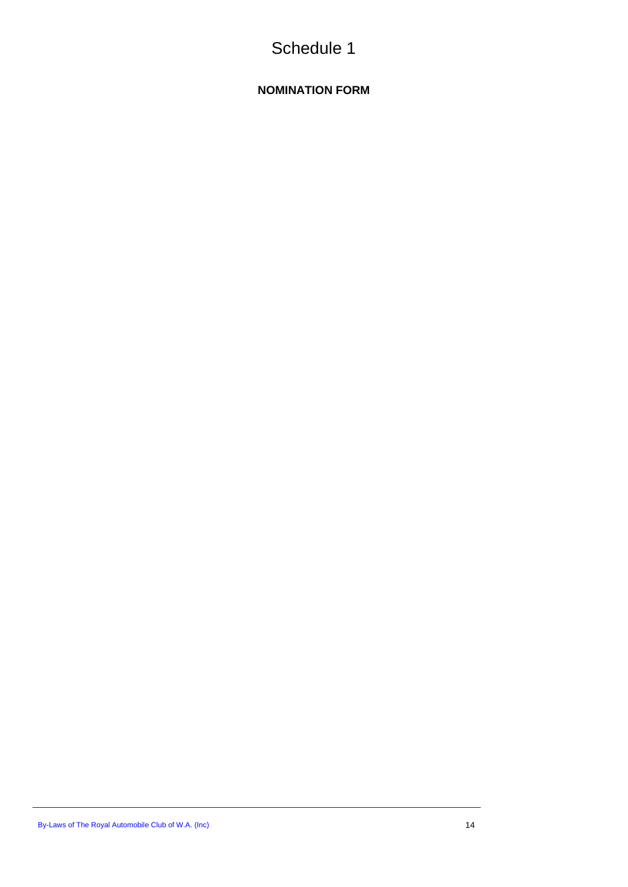# Schedule 1

**NOMINATION FORM**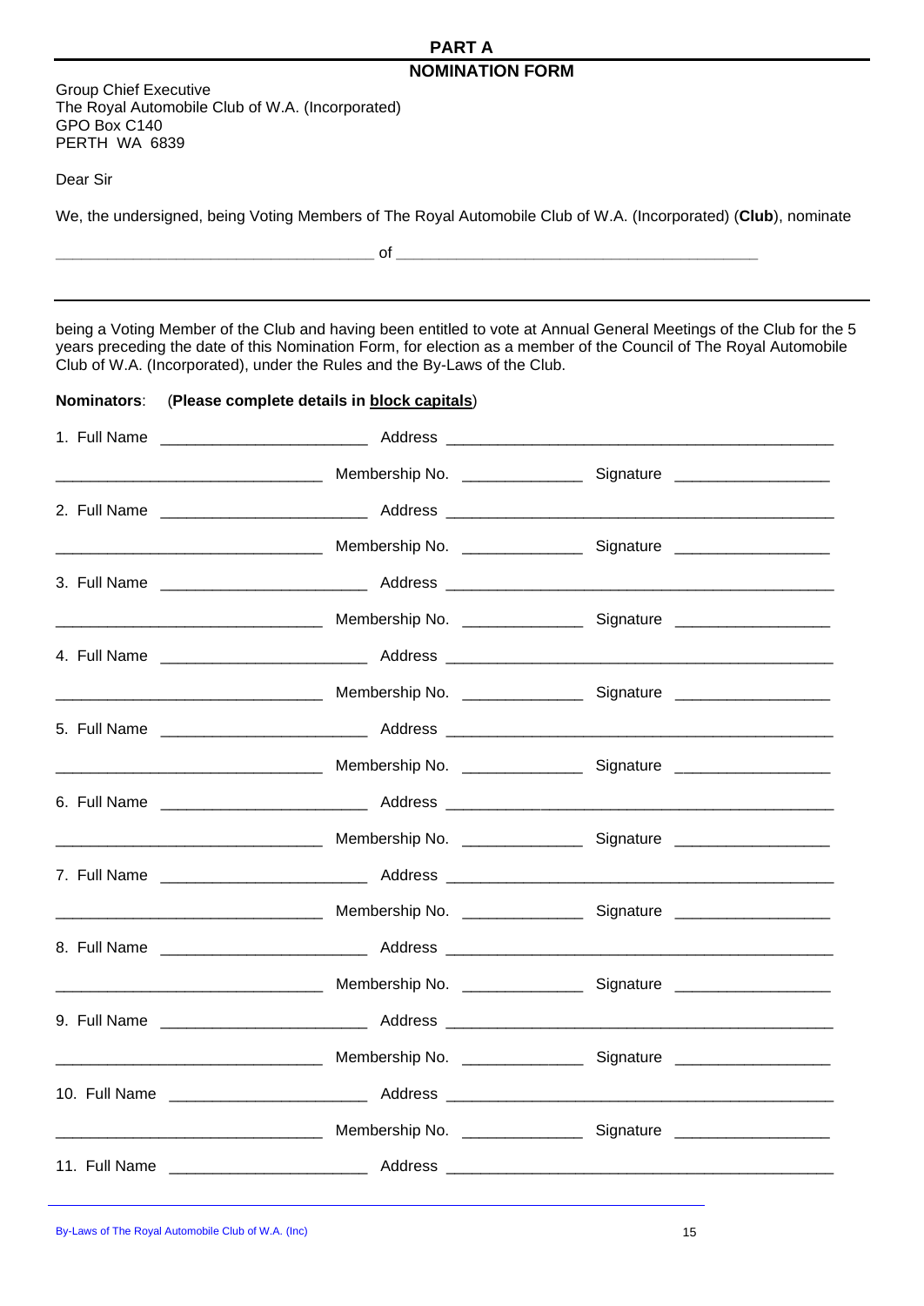## PART A

## NOMINATION FORM

Group Chief Executive
The Royal Automobile Club of W.A. (Incorporated)
GPO Box C140
PERTH WA 6839

Dear Sir

We, the undersigned, being Voting Members of The Royal Automobile Club of W.A. (Incorporated) (**Club**), nominate

____________________________________ of __________________________________________

being a Voting Member of the Club and having been entitled to vote at Annual General Meetings of the Club for the 5 years preceding the date of this Nomination Form, for election as a member of the Council of The Royal Automobile Club of W.A. (Incorporated), under the Rules and the By-Laws of the Club.

**Nominators**: (**Please complete details in <u>block capitals</u>**)

1. Full Name ________________________ Address ____________________________________________
_______________________________ Membership No. ______________ Signature __________________

2. Full Name ________________________ Address ____________________________________________
_______________________________ Membership No. ______________ Signature __________________

3. Full Name ________________________ Address ____________________________________________
_______________________________ Membership No. ______________ Signature __________________

4. Full Name ________________________ Address ____________________________________________
_______________________________ Membership No. ______________ Signature __________________

5. Full Name ________________________ Address ____________________________________________
_______________________________ Membership No. ______________ Signature __________________

6. Full Name ________________________ Address ____________________________________________
_______________________________ Membership No. ______________ Signature __________________

7. Full Name ________________________ Address ____________________________________________
_______________________________ Membership No. ______________ Signature __________________

8. Full Name ________________________ Address ____________________________________________
_______________________________ Membership No. ______________ Signature __________________

9. Full Name ________________________ Address ____________________________________________
_______________________________ Membership No. ______________ Signature __________________

10. Full Name _______________________ Address ____________________________________________
_______________________________ Membership No. ______________ Signature __________________

11. Full Name _______________________ Address ____________________________________________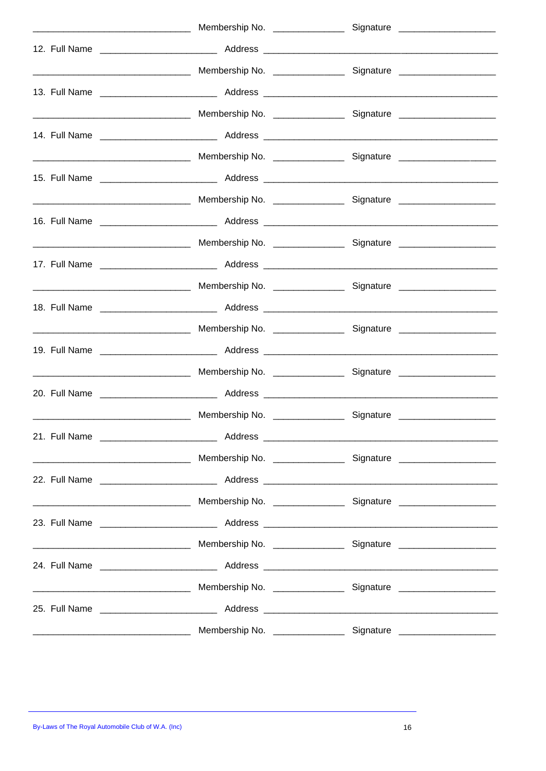\_\_\_\_\_\_\_\_\_\_\_\_\_\_\_\_\_\_\_\_\_\_\_\_\_\_\_\_\_\_ Membership No. \_\_\_\_\_\_\_\_\_\_\_\_\_\_ Signature \_\_\_\_\_\_\_\_\_\_\_\_\_\_\_\_\_\_\_

12. Full Name \_\_\_\_\_\_\_\_\_\_\_\_\_\_\_\_\_\_\_\_\_\_ Address \_\_\_\_\_\_\_\_\_\_\_\_\_\_\_\_\_\_\_\_\_\_\_\_\_\_\_\_\_\_\_\_\_\_\_\_\_\_\_\_\_\_\_\_\_

\_\_\_\_\_\_\_\_\_\_\_\_\_\_\_\_\_\_\_\_\_\_\_\_\_\_\_\_\_\_ Membership No. \_\_\_\_\_\_\_\_\_\_\_\_\_\_ Signature \_\_\_\_\_\_\_\_\_\_\_\_\_\_\_\_\_\_\_

13. Full Name \_\_\_\_\_\_\_\_\_\_\_\_\_\_\_\_\_\_\_\_\_\_ Address \_\_\_\_\_\_\_\_\_\_\_\_\_\_\_\_\_\_\_\_\_\_\_\_\_\_\_\_\_\_\_\_\_\_\_\_\_\_\_\_\_\_\_\_\_

\_\_\_\_\_\_\_\_\_\_\_\_\_\_\_\_\_\_\_\_\_\_\_\_\_\_\_\_\_\_ Membership No. \_\_\_\_\_\_\_\_\_\_\_\_\_\_ Signature \_\_\_\_\_\_\_\_\_\_\_\_\_\_\_\_\_\_\_

14. Full Name \_\_\_\_\_\_\_\_\_\_\_\_\_\_\_\_\_\_\_\_\_\_ Address \_\_\_\_\_\_\_\_\_\_\_\_\_\_\_\_\_\_\_\_\_\_\_\_\_\_\_\_\_\_\_\_\_\_\_\_\_\_\_\_\_\_\_\_\_

\_\_\_\_\_\_\_\_\_\_\_\_\_\_\_\_\_\_\_\_\_\_\_\_\_\_\_\_\_\_ Membership No. \_\_\_\_\_\_\_\_\_\_\_\_\_\_ Signature \_\_\_\_\_\_\_\_\_\_\_\_\_\_\_\_\_\_\_

15. Full Name \_\_\_\_\_\_\_\_\_\_\_\_\_\_\_\_\_\_\_\_\_\_ Address \_\_\_\_\_\_\_\_\_\_\_\_\_\_\_\_\_\_\_\_\_\_\_\_\_\_\_\_\_\_\_\_\_\_\_\_\_\_\_\_\_\_\_\_\_

\_\_\_\_\_\_\_\_\_\_\_\_\_\_\_\_\_\_\_\_\_\_\_\_\_\_\_\_\_\_ Membership No. \_\_\_\_\_\_\_\_\_\_\_\_\_\_ Signature \_\_\_\_\_\_\_\_\_\_\_\_\_\_\_\_\_\_\_

16. Full Name \_\_\_\_\_\_\_\_\_\_\_\_\_\_\_\_\_\_\_\_\_\_ Address \_\_\_\_\_\_\_\_\_\_\_\_\_\_\_\_\_\_\_\_\_\_\_\_\_\_\_\_\_\_\_\_\_\_\_\_\_\_\_\_\_\_\_\_\_

\_\_\_\_\_\_\_\_\_\_\_\_\_\_\_\_\_\_\_\_\_\_\_\_\_\_\_\_\_\_ Membership No. \_\_\_\_\_\_\_\_\_\_\_\_\_\_ Signature \_\_\_\_\_\_\_\_\_\_\_\_\_\_\_\_\_\_\_

17. Full Name \_\_\_\_\_\_\_\_\_\_\_\_\_\_\_\_\_\_\_\_\_\_ Address \_\_\_\_\_\_\_\_\_\_\_\_\_\_\_\_\_\_\_\_\_\_\_\_\_\_\_\_\_\_\_\_\_\_\_\_\_\_\_\_\_\_\_\_\_

\_\_\_\_\_\_\_\_\_\_\_\_\_\_\_\_\_\_\_\_\_\_\_\_\_\_\_\_\_\_ Membership No. \_\_\_\_\_\_\_\_\_\_\_\_\_\_ Signature \_\_\_\_\_\_\_\_\_\_\_\_\_\_\_\_\_\_\_

18. Full Name \_\_\_\_\_\_\_\_\_\_\_\_\_\_\_\_\_\_\_\_\_\_ Address \_\_\_\_\_\_\_\_\_\_\_\_\_\_\_\_\_\_\_\_\_\_\_\_\_\_\_\_\_\_\_\_\_\_\_\_\_\_\_\_\_\_\_\_\_

\_\_\_\_\_\_\_\_\_\_\_\_\_\_\_\_\_\_\_\_\_\_\_\_\_\_\_\_\_\_ Membership No. \_\_\_\_\_\_\_\_\_\_\_\_\_\_ Signature \_\_\_\_\_\_\_\_\_\_\_\_\_\_\_\_\_\_\_

19. Full Name \_\_\_\_\_\_\_\_\_\_\_\_\_\_\_\_\_\_\_\_\_\_ Address \_\_\_\_\_\_\_\_\_\_\_\_\_\_\_\_\_\_\_\_\_\_\_\_\_\_\_\_\_\_\_\_\_\_\_\_\_\_\_\_\_\_\_\_\_

\_\_\_\_\_\_\_\_\_\_\_\_\_\_\_\_\_\_\_\_\_\_\_\_\_\_\_\_\_\_ Membership No. \_\_\_\_\_\_\_\_\_\_\_\_\_\_ Signature \_\_\_\_\_\_\_\_\_\_\_\_\_\_\_\_\_\_\_

20. Full Name \_\_\_\_\_\_\_\_\_\_\_\_\_\_\_\_\_\_\_\_\_\_ Address \_\_\_\_\_\_\_\_\_\_\_\_\_\_\_\_\_\_\_\_\_\_\_\_\_\_\_\_\_\_\_\_\_\_\_\_\_\_\_\_\_\_\_\_\_

\_\_\_\_\_\_\_\_\_\_\_\_\_\_\_\_\_\_\_\_\_\_\_\_\_\_\_\_\_\_ Membership No. \_\_\_\_\_\_\_\_\_\_\_\_\_\_ Signature \_\_\_\_\_\_\_\_\_\_\_\_\_\_\_\_\_\_\_

21. Full Name \_\_\_\_\_\_\_\_\_\_\_\_\_\_\_\_\_\_\_\_\_\_ Address \_\_\_\_\_\_\_\_\_\_\_\_\_\_\_\_\_\_\_\_\_\_\_\_\_\_\_\_\_\_\_\_\_\_\_\_\_\_\_\_\_\_\_\_\_

\_\_\_\_\_\_\_\_\_\_\_\_\_\_\_\_\_\_\_\_\_\_\_\_\_\_\_\_\_\_ Membership No. \_\_\_\_\_\_\_\_\_\_\_\_\_\_ Signature \_\_\_\_\_\_\_\_\_\_\_\_\_\_\_\_\_\_\_

22. Full Name \_\_\_\_\_\_\_\_\_\_\_\_\_\_\_\_\_\_\_\_\_\_ Address \_\_\_\_\_\_\_\_\_\_\_\_\_\_\_\_\_\_\_\_\_\_\_\_\_\_\_\_\_\_\_\_\_\_\_\_\_\_\_\_\_\_\_\_\_

\_\_\_\_\_\_\_\_\_\_\_\_\_\_\_\_\_\_\_\_\_\_\_\_\_\_\_\_\_\_ Membership No. \_\_\_\_\_\_\_\_\_\_\_\_\_\_ Signature \_\_\_\_\_\_\_\_\_\_\_\_\_\_\_\_\_\_\_

23. Full Name \_\_\_\_\_\_\_\_\_\_\_\_\_\_\_\_\_\_\_\_\_\_ Address \_\_\_\_\_\_\_\_\_\_\_\_\_\_\_\_\_\_\_\_\_\_\_\_\_\_\_\_\_\_\_\_\_\_\_\_\_\_\_\_\_\_\_\_\_

\_\_\_\_\_\_\_\_\_\_\_\_\_\_\_\_\_\_\_\_\_\_\_\_\_\_\_\_\_\_ Membership No. \_\_\_\_\_\_\_\_\_\_\_\_\_\_ Signature \_\_\_\_\_\_\_\_\_\_\_\_\_\_\_\_\_\_\_

24. Full Name \_\_\_\_\_\_\_\_\_\_\_\_\_\_\_\_\_\_\_\_\_\_ Address \_\_\_\_\_\_\_\_\_\_\_\_\_\_\_\_\_\_\_\_\_\_\_\_\_\_\_\_\_\_\_\_\_\_\_\_\_\_\_\_\_\_\_\_\_

\_\_\_\_\_\_\_\_\_\_\_\_\_\_\_\_\_\_\_\_\_\_\_\_\_\_\_\_\_\_ Membership No. \_\_\_\_\_\_\_\_\_\_\_\_\_\_ Signature \_\_\_\_\_\_\_\_\_\_\_\_\_\_\_\_\_\_\_

25. Full Name \_\_\_\_\_\_\_\_\_\_\_\_\_\_\_\_\_\_\_\_\_\_ Address \_\_\_\_\_\_\_\_\_\_\_\_\_\_\_\_\_\_\_\_\_\_\_\_\_\_\_\_\_\_\_\_\_\_\_\_\_\_\_\_\_\_\_\_\_

\_\_\_\_\_\_\_\_\_\_\_\_\_\_\_\_\_\_\_\_\_\_\_\_\_\_\_\_\_\_ Membership No. \_\_\_\_\_\_\_\_\_\_\_\_\_\_ Signature \_\_\_\_\_\_\_\_\_\_\_\_\_\_\_\_\_\_\_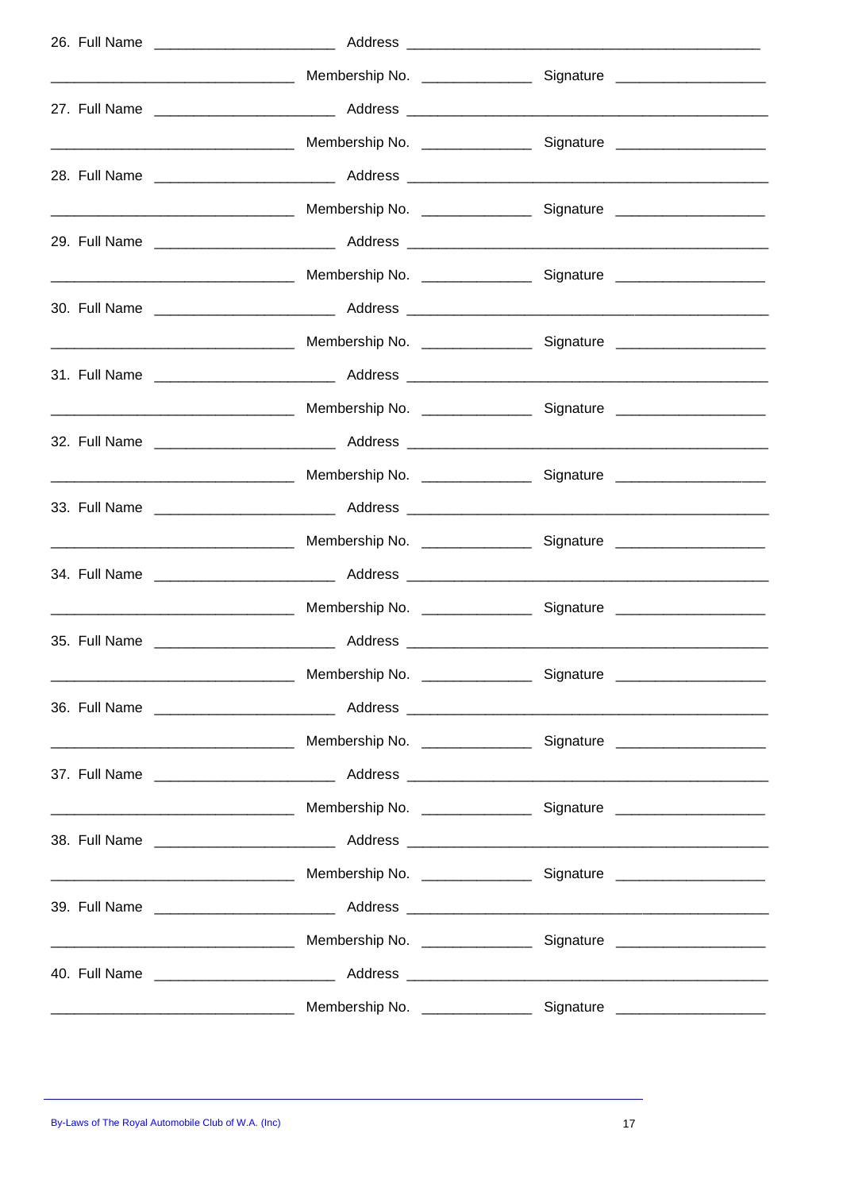26. Full Name ______________________ Address ____________________________________________

______________________________ Membership No. _____________ Signature __________________

27. Full Name ______________________ Address ____________________________________________

______________________________ Membership No. _____________ Signature __________________

28. Full Name ______________________ Address ____________________________________________

______________________________ Membership No. _____________ Signature __________________

29. Full Name ______________________ Address ____________________________________________

______________________________ Membership No. _____________ Signature __________________

30. Full Name ______________________ Address ____________________________________________

______________________________ Membership No. _____________ Signature __________________

31. Full Name ______________________ Address ____________________________________________

______________________________ Membership No. _____________ Signature __________________

32. Full Name ______________________ Address ____________________________________________

______________________________ Membership No. _____________ Signature __________________

33. Full Name ______________________ Address ____________________________________________

______________________________ Membership No. _____________ Signature __________________

34. Full Name ______________________ Address ____________________________________________

______________________________ Membership No. _____________ Signature __________________

35. Full Name ______________________ Address ____________________________________________

______________________________ Membership No. _____________ Signature __________________

36. Full Name ______________________ Address ____________________________________________

______________________________ Membership No. _____________ Signature __________________

37. Full Name ______________________ Address ____________________________________________

______________________________ Membership No. _____________ Signature __________________

38. Full Name ______________________ Address ____________________________________________

______________________________ Membership No. _____________ Signature __________________

39. Full Name ______________________ Address ____________________________________________

______________________________ Membership No. _____________ Signature __________________

40. Full Name ______________________ Address ____________________________________________

______________________________ Membership No. _____________ Signature __________________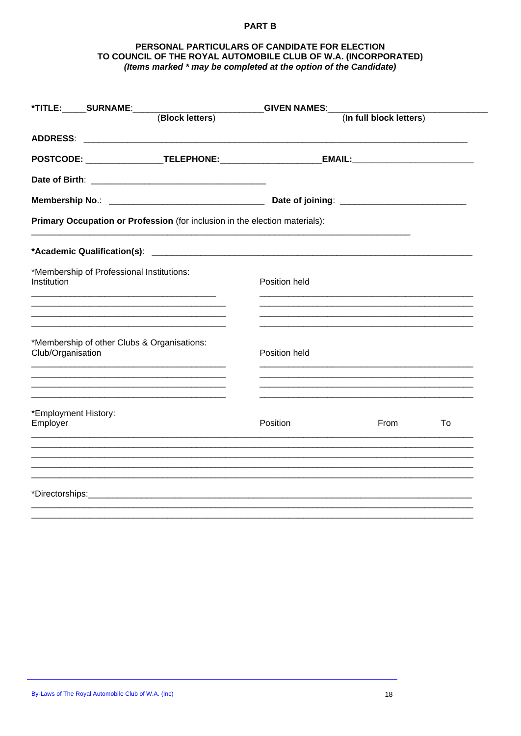**PART B**

**PERSONAL PARTICULARS OF CANDIDATE FOR ELECTION TO COUNCIL OF THE ROYAL AUTOMOBILE CLUB OF W.A. (INCORPORATED)**
***(Items marked * may be completed at the option of the Candidate)***

**\*TITLE:**_____ **SURNAME**:________________________ **GIVEN NAMES**:______________________________
(**Block letters**) (**In full block letters**)

**ADDRESS**: ______________________________________________________________________

**POSTCODE:** ______________ **TELEPHONE:**__________________ **EMAIL:**______________________

**Date of Birth**: ________________________________

**Membership No.**: _____________________________ **Date of joining**: _______________________

**Primary Occupation or Profession** (for inclusion in the election materials):
______________________________________________________________________

**\*Academic Qualification(s)**: ____________________________________________________________

\*Membership of Professional Institutions:

| Institution | Position held |
|---|---|
| ____________________ | ____________________ |
| ____________________ | ____________________ |
| ____________________ | ____________________ |
| ____________________ | ____________________ |

\*Membership of other Clubs & Organisations:

| Club/Organisation | Position held |
|---|---|
| ____________________ | ____________________ |
| ____________________ | ____________________ |
| ____________________ | ____________________ |
| ____________________ | ____________________ |

\*Employment History:

| Employer | Position | From | To |
|---|---|---|---|
| | | | |
| | | | |
| | | | |
| | | | |
| | | | |

\*Directorships:______________________________________________________________________
______________________________________________________________________
______________________________________________________________________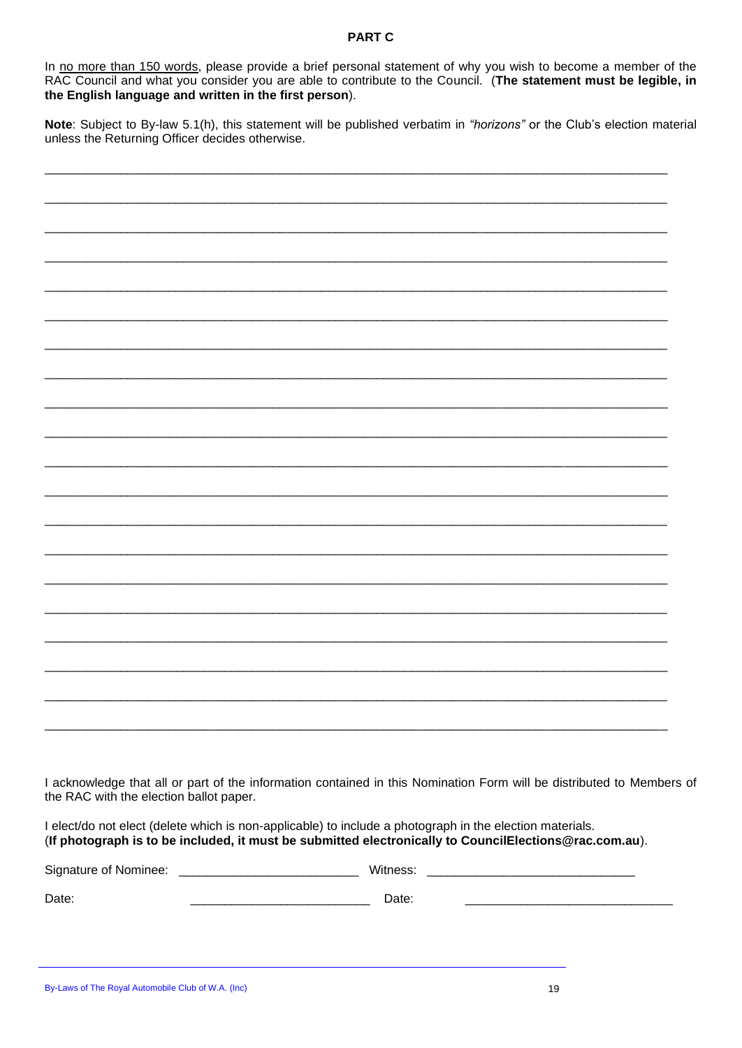# PART C

In <u>no more than 150 words</u>, please provide a brief personal statement of why you wish to become a member of the RAC Council and what you consider you are able to contribute to the Council. (**The statement must be legible, in the English language and written in the first person**).

**Note**: Subject to By-law 5.1(h), this statement will be published verbatim in *"horizons"* or the Club's election material unless the Returning Officer decides otherwise.

______________________________________________________________________________

______________________________________________________________________________

______________________________________________________________________________

______________________________________________________________________________

______________________________________________________________________________

______________________________________________________________________________

______________________________________________________________________________

______________________________________________________________________________

______________________________________________________________________________

______________________________________________________________________________

______________________________________________________________________________

______________________________________________________________________________

______________________________________________________________________________

______________________________________________________________________________

______________________________________________________________________________

______________________________________________________________________________

______________________________________________________________________________

______________________________________________________________________________

______________________________________________________________________________

______________________________________________________________________________

I acknowledge that all or part of the information contained in this Nomination Form will be distributed to Members of the RAC with the election ballot paper.

I elect/do not elect (delete which is non-applicable) to include a photograph in the election materials.
(**If photograph is to be included, it must be submitted electronically to CouncilElections@rac.com.au**).

Signature of Nominee: _________________________ Witness: _____________________________

Date: _________________________ Date: _____________________________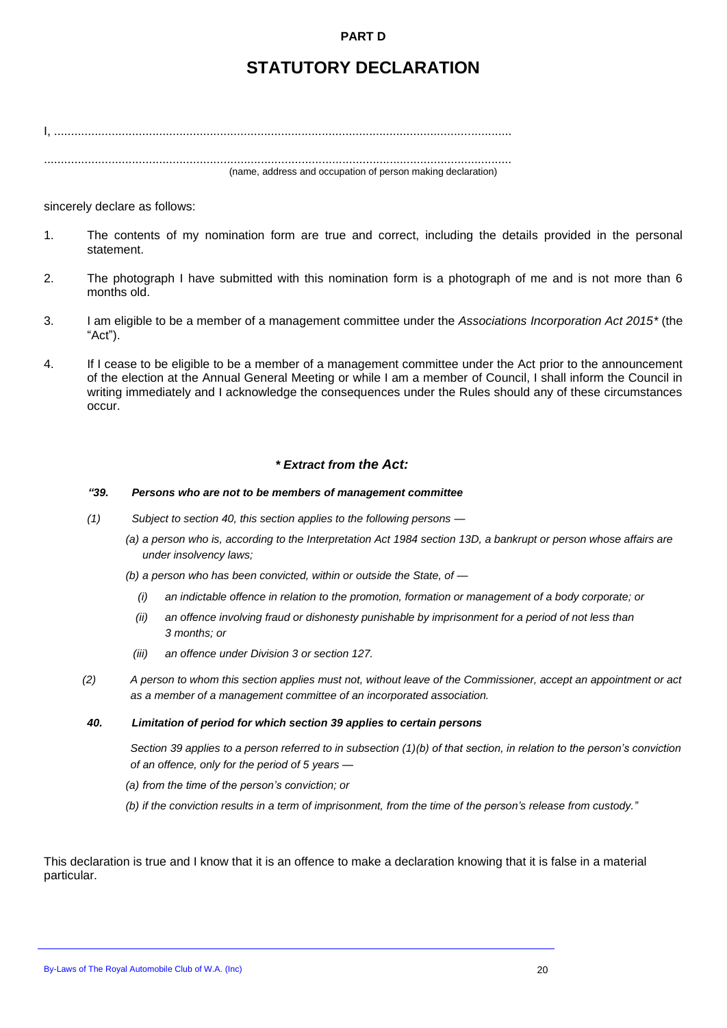**PART D**

# STATUTORY DECLARATION

I, ........................................................................................................................................

..........................................................................................................................................
(name, address and occupation of person making declaration)

sincerely declare as follows:

1. The contents of my nomination form are true and correct, including the details provided in the personal statement.

2. The photograph I have submitted with this nomination form is a photograph of me and is not more than 6 months old.

3. I am eligible to be a member of a management committee under the *Associations Incorporation Act 2015** (the "Act").

4. If I cease to be eligible to be a member of a management committee under the Act prior to the announcement of the election at the Annual General Meeting or while I am a member of Council, I shall inform the Council in writing immediately and I acknowledge the consequences under the Rules should any of these circumstances occur.

### *** Extract from the Act:**

***"39. Persons who are not to be members of management committee***

*(1) Subject to section 40, this section applies to the following persons —*

*(a) a person who is, according to the Interpretation Act 1984 section 13D, a bankrupt or person whose affairs are under insolvency laws;*

*(b) a person who has been convicted, within or outside the State, of —*

*(i) an indictable offence in relation to the promotion, formation or management of a body corporate; or*

*(ii) an offence involving fraud or dishonesty punishable by imprisonment for a period of not less than 3 months; or*

*(iii) an offence under Division 3 or section 127.*

*(2) A person to whom this section applies must not, without leave of the Commissioner, accept an appointment or act as a member of a management committee of an incorporated association.*

***40. Limitation of period for which section 39 applies to certain persons***

*Section 39 applies to a person referred to in subsection (1)(b) of that section, in relation to the person's conviction of an offence, only for the period of 5 years —*

*(a) from the time of the person's conviction; or*

*(b) if the conviction results in a term of imprisonment, from the time of the person's release from custody."*

This declaration is true and I know that it is an offence to make a declaration knowing that it is false in a material particular.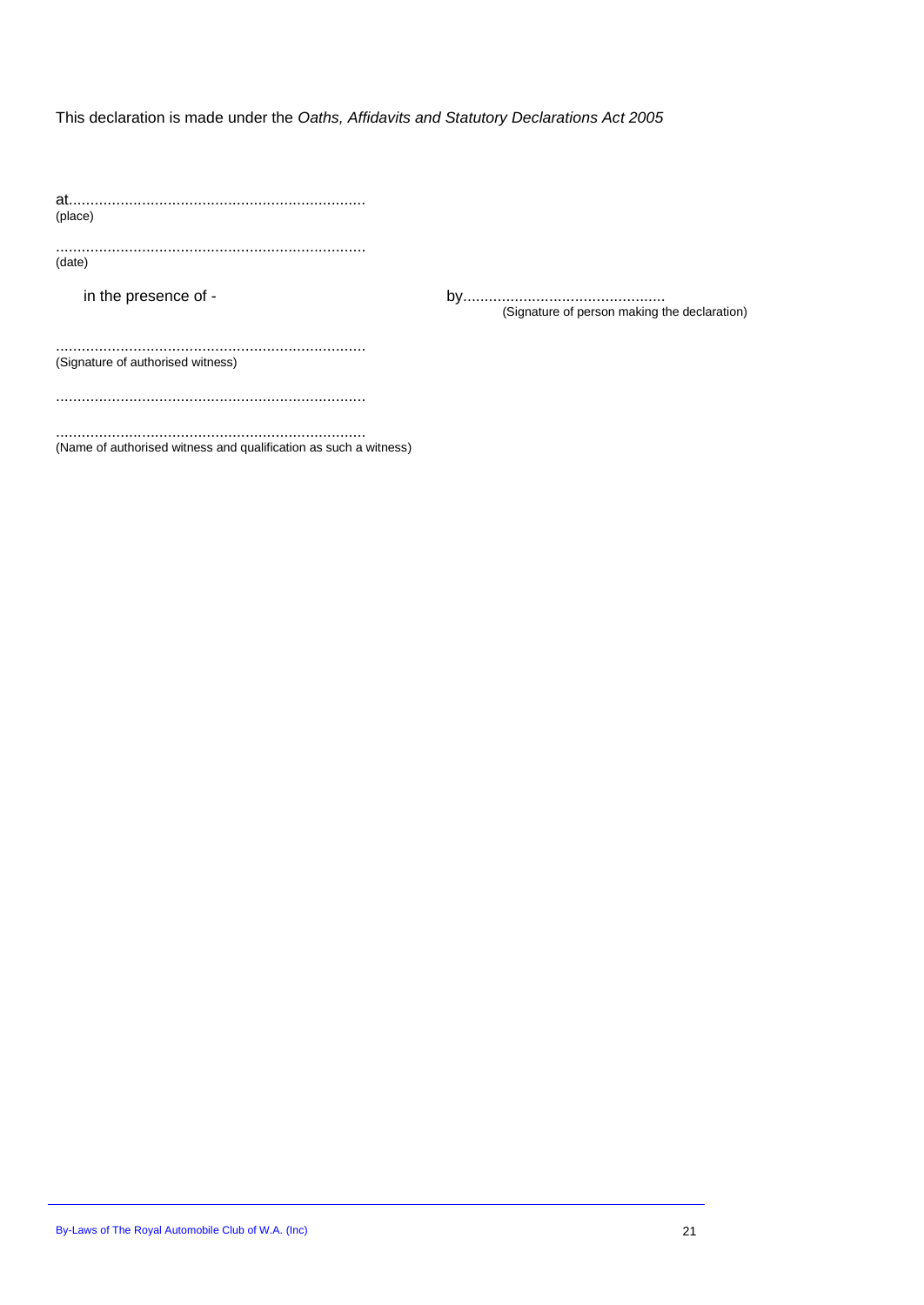This declaration is made under the *Oaths, Affidavits and Statutory Declarations Act 2005*

at......................................................................
(place)

........................................................................
(date)

in the presence of -

by...............................................
(Signature of person making the declaration)

........................................................................
(Signature of authorised witness)

........................................................................

........................................................................
(Name of authorised witness and qualification as such a witness)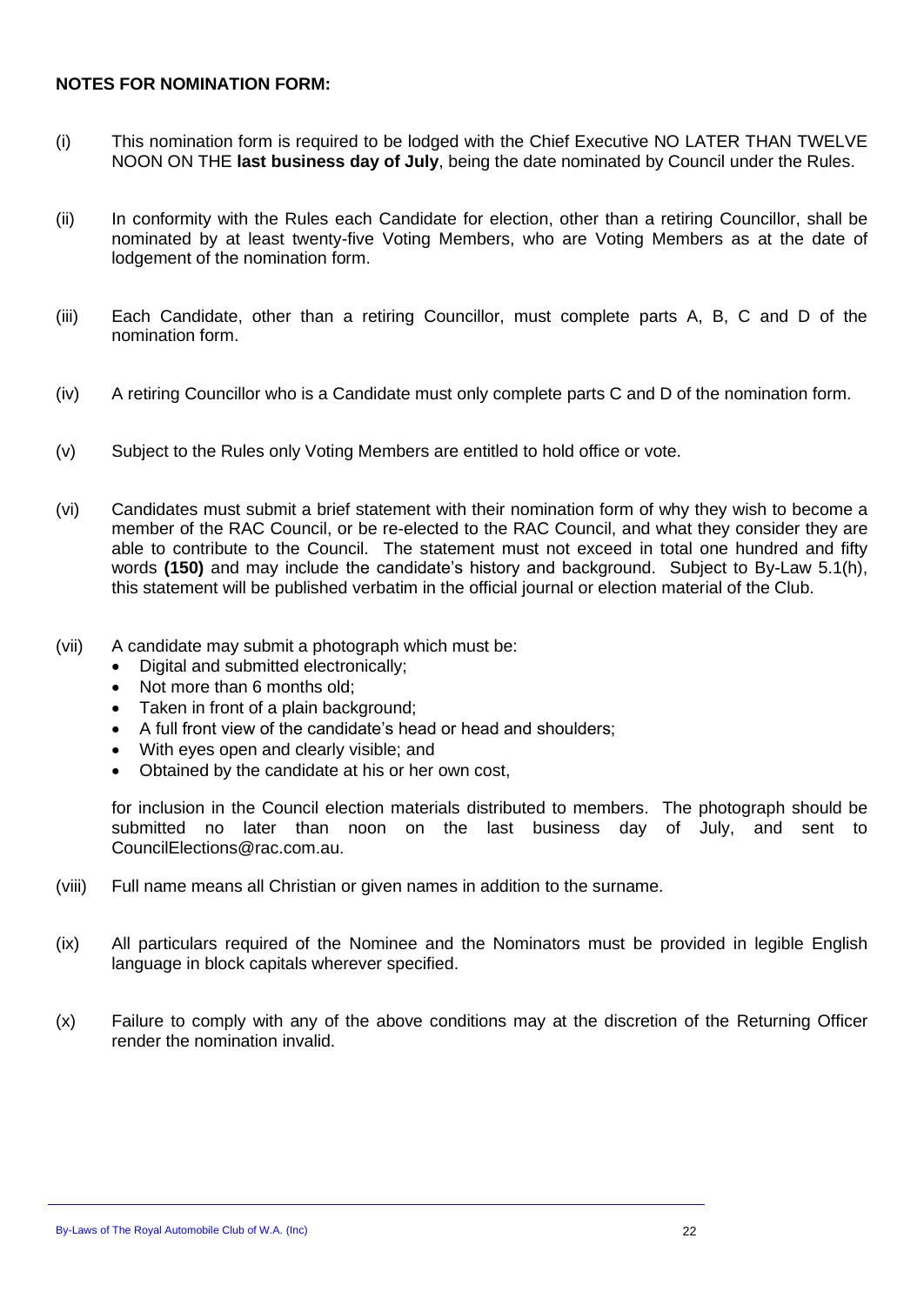**NOTES FOR NOMINATION FORM:**

(i) This nomination form is required to be lodged with the Chief Executive NO LATER THAN TWELVE NOON ON THE **last business day of July**, being the date nominated by Council under the Rules.

(ii) In conformity with the Rules each Candidate for election, other than a retiring Councillor, shall be nominated by at least twenty-five Voting Members, who are Voting Members as at the date of lodgement of the nomination form.

(iii) Each Candidate, other than a retiring Councillor, must complete parts A, B, C and D of the nomination form.

(iv) A retiring Councillor who is a Candidate must only complete parts C and D of the nomination form.

(v) Subject to the Rules only Voting Members are entitled to hold office or vote.

(vi) Candidates must submit a brief statement with their nomination form of why they wish to become a member of the RAC Council, or be re-elected to the RAC Council, and what they consider they are able to contribute to the Council. The statement must not exceed in total one hundred and fifty words **(150)** and may include the candidate's history and background. Subject to By-Law 5.1(h), this statement will be published verbatim in the official journal or election material of the Club.

(vii) A candidate may submit a photograph which must be:

- Digital and submitted electronically;
- Not more than 6 months old;
- Taken in front of a plain background;
- A full front view of the candidate's head or head and shoulders;
- With eyes open and clearly visible; and
- Obtained by the candidate at his or her own cost,

for inclusion in the Council election materials distributed to members. The photograph should be submitted no later than noon on the last business day of July, and sent to CouncilElections@rac.com.au.

(viii) Full name means all Christian or given names in addition to the surname.

(ix) All particulars required of the Nominee and the Nominators must be provided in legible English language in block capitals wherever specified.

(x) Failure to comply with any of the above conditions may at the discretion of the Returning Officer render the nomination invalid.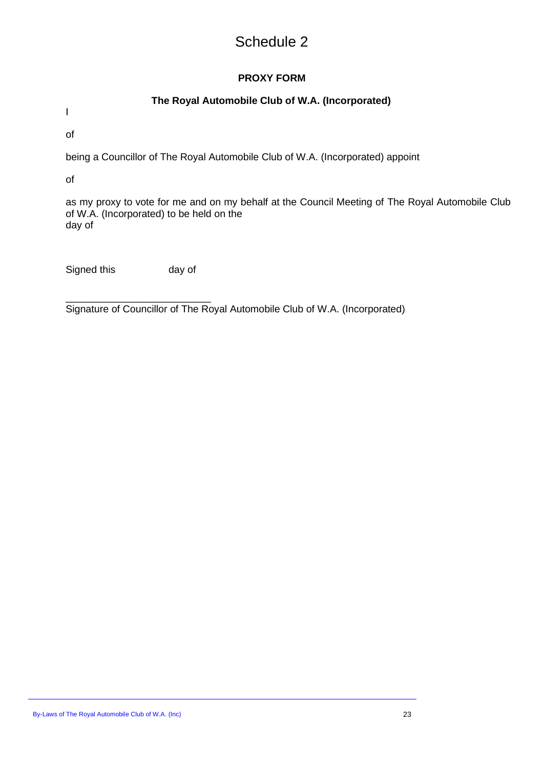# Schedule 2

**PROXY FORM**

**The Royal Automobile Club of W.A. (Incorporated)**

I

of

being a Councillor of The Royal Automobile Club of W.A. (Incorporated) appoint

of

as my proxy to vote for me and on my behalf at the Council Meeting of The Royal Automobile Club of W.A. (Incorporated) to be held on the
day of

Signed this day of

\_\_\_\_\_\_\_\_\_\_\_\_\_\_\_\_\_\_\_\_\_\_\_\_\_\_
Signature of Councillor of The Royal Automobile Club of W.A. (Incorporated)